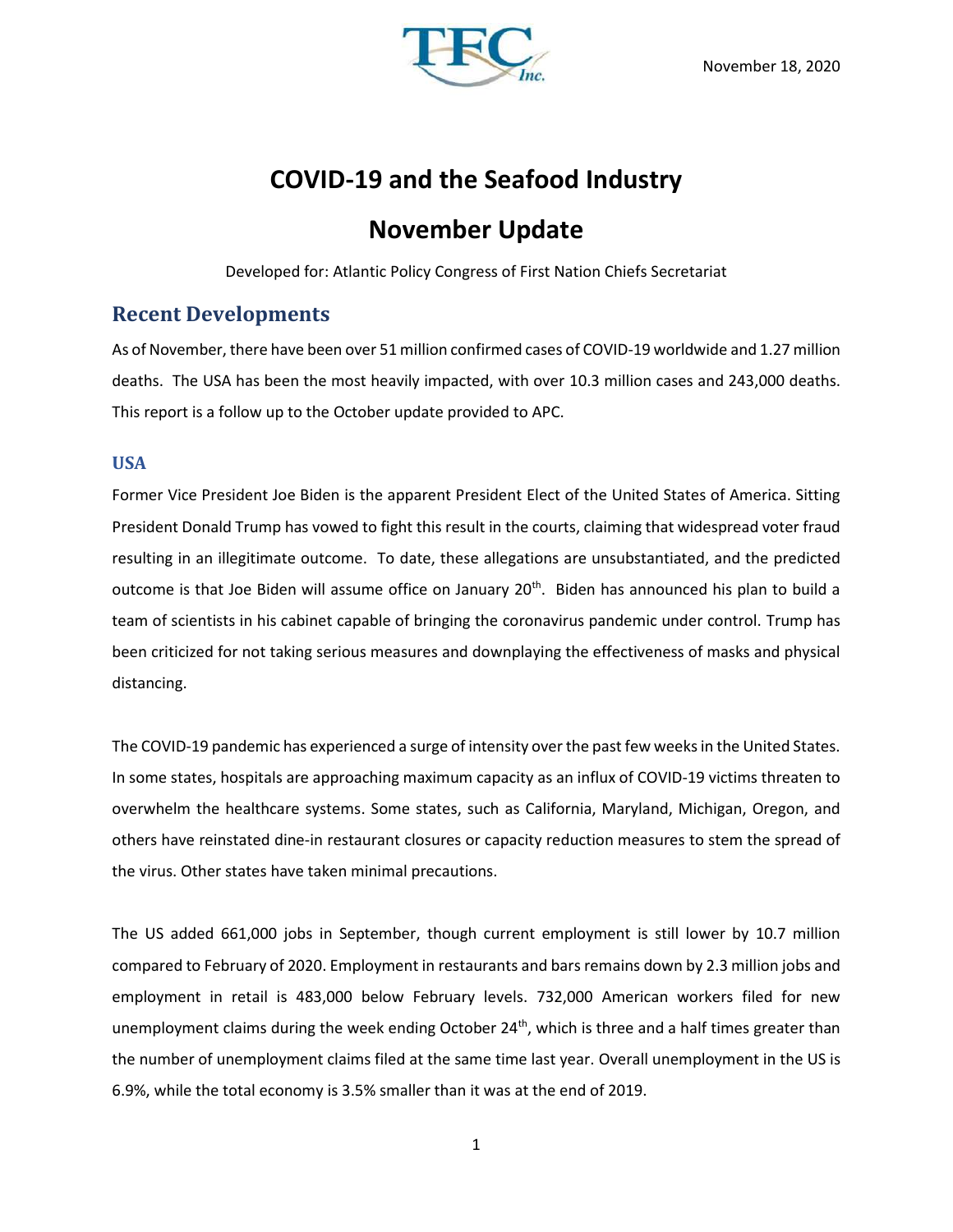November 18, 2020

# COVID-19 and the Seafood Industry

# November Update

Developed for: Atlantic Policy Congress of First Nation Chiefs Secretariat

## Recent Developments

As of November, there have been over 51 million confirmed cases of COVID-19 worldwide and 1.27 million deaths. The USA has been the most heavily impacted, with over 10.3 million cases and 243,000 deaths. This report is a follow up to the October update provided to APC.

### USA

Former Vice President Joe Biden is the apparent President Elect of the United States of America. Sitting President Donald Trump has vowed to fight this result in the courts, claiming that widespread voter fraud resulting in an illegitimate outcome. To date, these allegations are unsubstantiated, and the predicted outcome is that Joe Biden will assume office on January 20th. Biden has announced his plan to build a team of scientists in his cabinet capable of bringing the coronavirus pandemic under control. Trump has been criticized for not taking serious measures and downplaying the effectiveness of masks and physical distancing.

The COVID-19 pandemic has experienced a surge of intensity over the past few weeks in the United States. In some states, hospitals are approaching maximum capacity as an influx of COVID-19 victims threaten to overwhelm the healthcare systems. Some states, such as California, Maryland, Michigan, Oregon, and others have reinstated dine-in restaurant closures or capacity reduction measures to stem the spread of the virus. Other states have taken minimal precautions.

The US added 661,000 jobs in September, though current employment is still lower by 10.7 million compared to February of 2020. Employment in restaurants and bars remains down by 2.3 million jobs and employment in retail is 483,000 below February levels. 732,000 American workers filed for new unemployment claims during the week ending October 24th, which is three and a half times greater than the number of unemployment claims filed at the same time last year. Overall unemployment in the US is 6.9%, while the total economy is 3.5% smaller than it was at the end of 2019.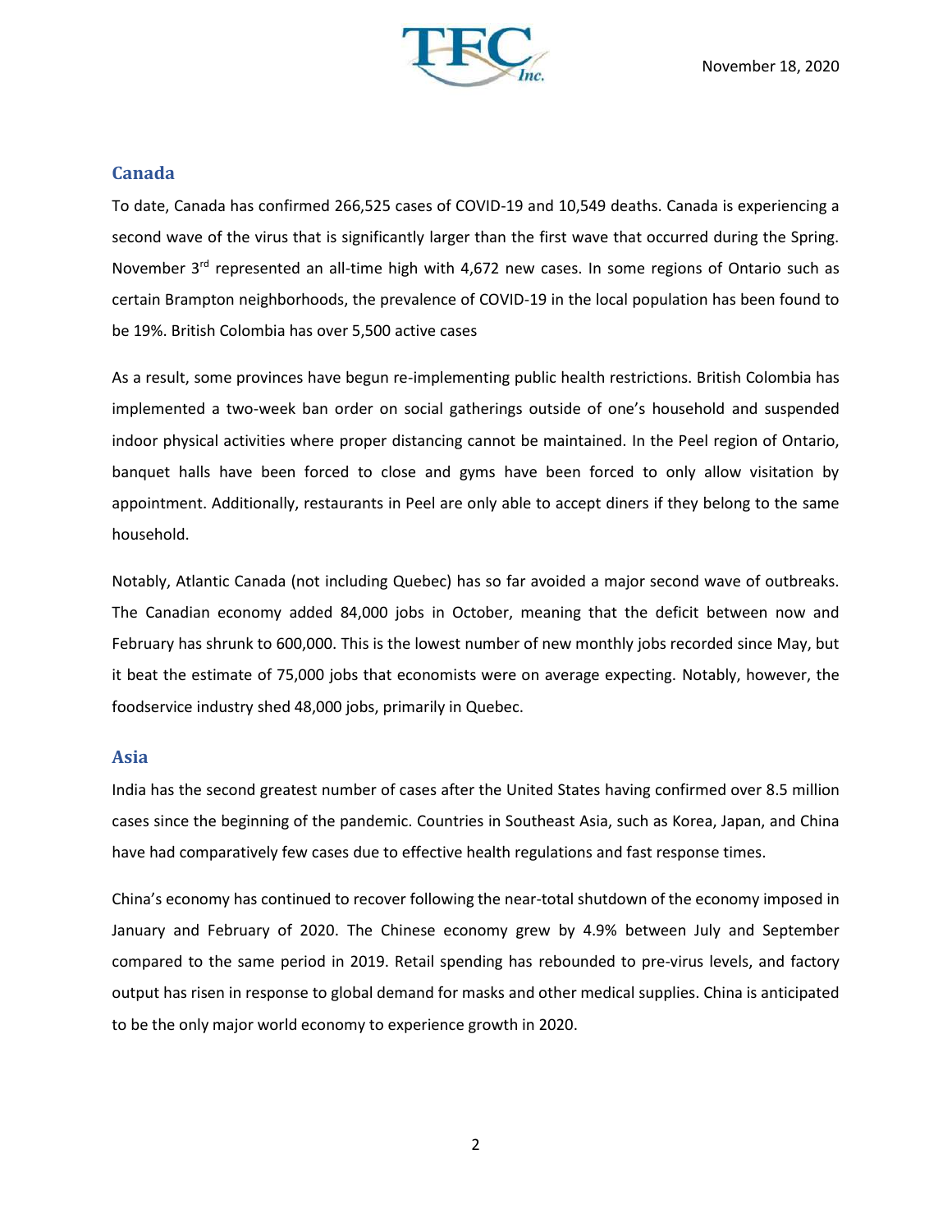## Canada

To date, Canada has confirmed 266,525 cases of COVID-19 and 10,549 deaths. Canada is experiencing a second wave of the virus that is significantly larger than the first wave that occurred during the Spring. November 3rd represented an all-time high with 4,672 new cases. In some regions of Ontario such as certain Brampton neighborhoods, the prevalence of COVID-19 in the local population has been found to be 19%. British Colombia has over 5,500 active cases

As a result, some provinces have begun re-implementing public health restrictions. British Colombia has implemented a two-week ban order on social gatherings outside of one's household and suspended indoor physical activities where proper distancing cannot be maintained. In the Peel region of Ontario, banquet halls have been forced to close and gyms have been forced to only allow visitation by appointment. Additionally, restaurants in Peel are only able to accept diners if they belong to the same household.

Notably, Atlantic Canada (not including Quebec) has so far avoided a major second wave of outbreaks. The Canadian economy added 84,000 jobs in October, meaning that the deficit between now and February has shrunk to 600,000. This is the lowest number of new monthly jobs recorded since May, but it beat the estimate of 75,000 jobs that economists were on average expecting. Notably, however, the foodservice industry shed 48,000 jobs, primarily in Quebec.

## Asia

India has the second greatest number of cases after the United States having confirmed over 8.5 million cases since the beginning of the pandemic. Countries in Southeast Asia, such as Korea, Japan, and China have had comparatively few cases due to effective health regulations and fast response times.

China's economy has continued to recover following the near-total shutdown of the economy imposed in January and February of 2020. The Chinese economy grew by 4.9% between July and September compared to the same period in 2019. Retail spending has rebounded to pre-virus levels, and factory output has risen in response to global demand for masks and other medical supplies. China is anticipated to be the only major world economy to experience growth in 2020.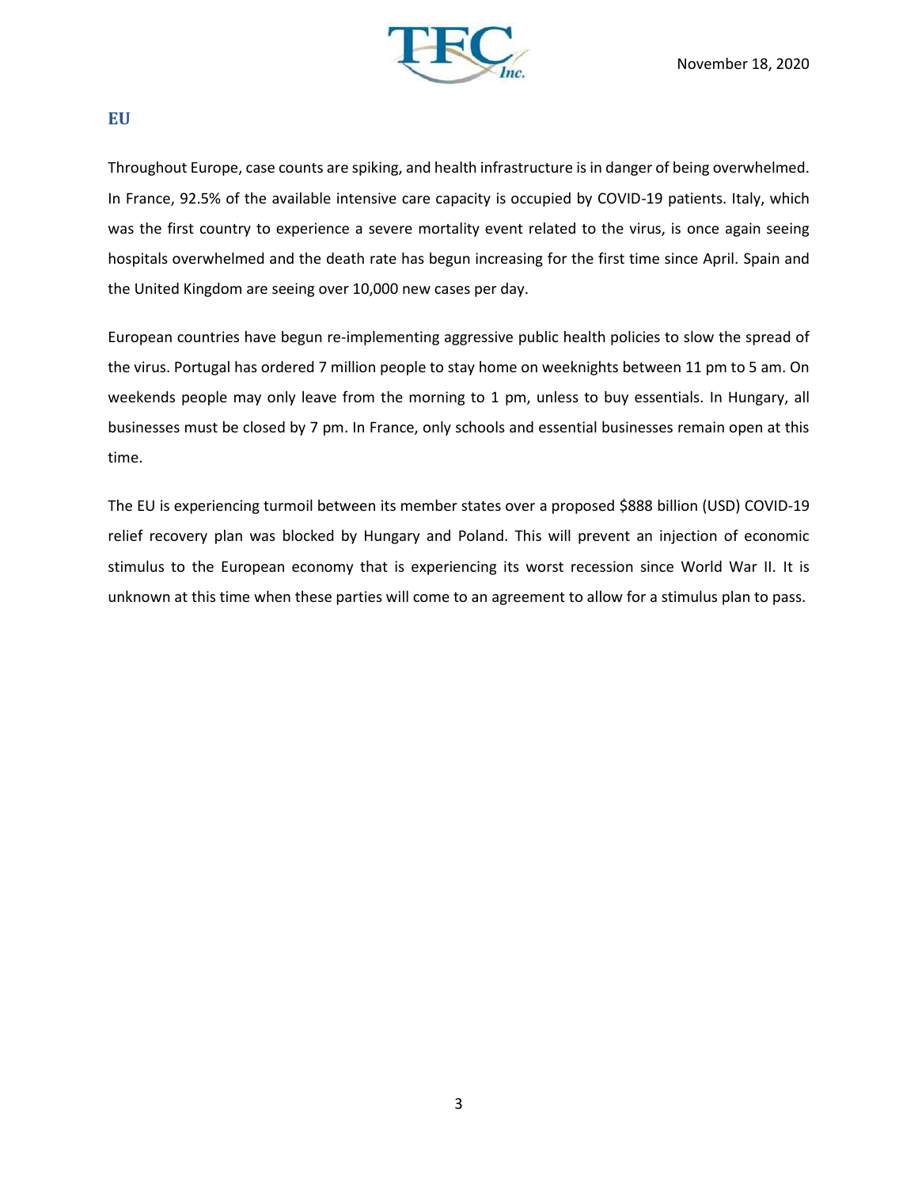## EU

Throughout Europe, case counts are spiking, and health infrastructure is in danger of being overwhelmed. In France, 92.5% of the available intensive care capacity is occupied by COVID-19 patients. Italy, which was the first country to experience a severe mortality event related to the virus, is once again seeing hospitals overwhelmed and the death rate has begun increasing for the first time since April. Spain and the United Kingdom are seeing over 10,000 new cases per day.

European countries have begun re-implementing aggressive public health policies to slow the spread of the virus. Portugal has ordered 7 million people to stay home on weeknights between 11 pm to 5 am. On weekends people may only leave from the morning to 1 pm, unless to buy essentials. In Hungary, all businesses must be closed by 7 pm. In France, only schools and essential businesses remain open at this time.

The EU is experiencing turmoil between its member states over a proposed $888 billion (USD) COVID-19 relief recovery plan was blocked by Hungary and Poland. This will prevent an injection of economic stimulus to the European economy that is experiencing its worst recession since World War II. It is unknown at this time when these parties will come to an agreement to allow for a stimulus plan to pass.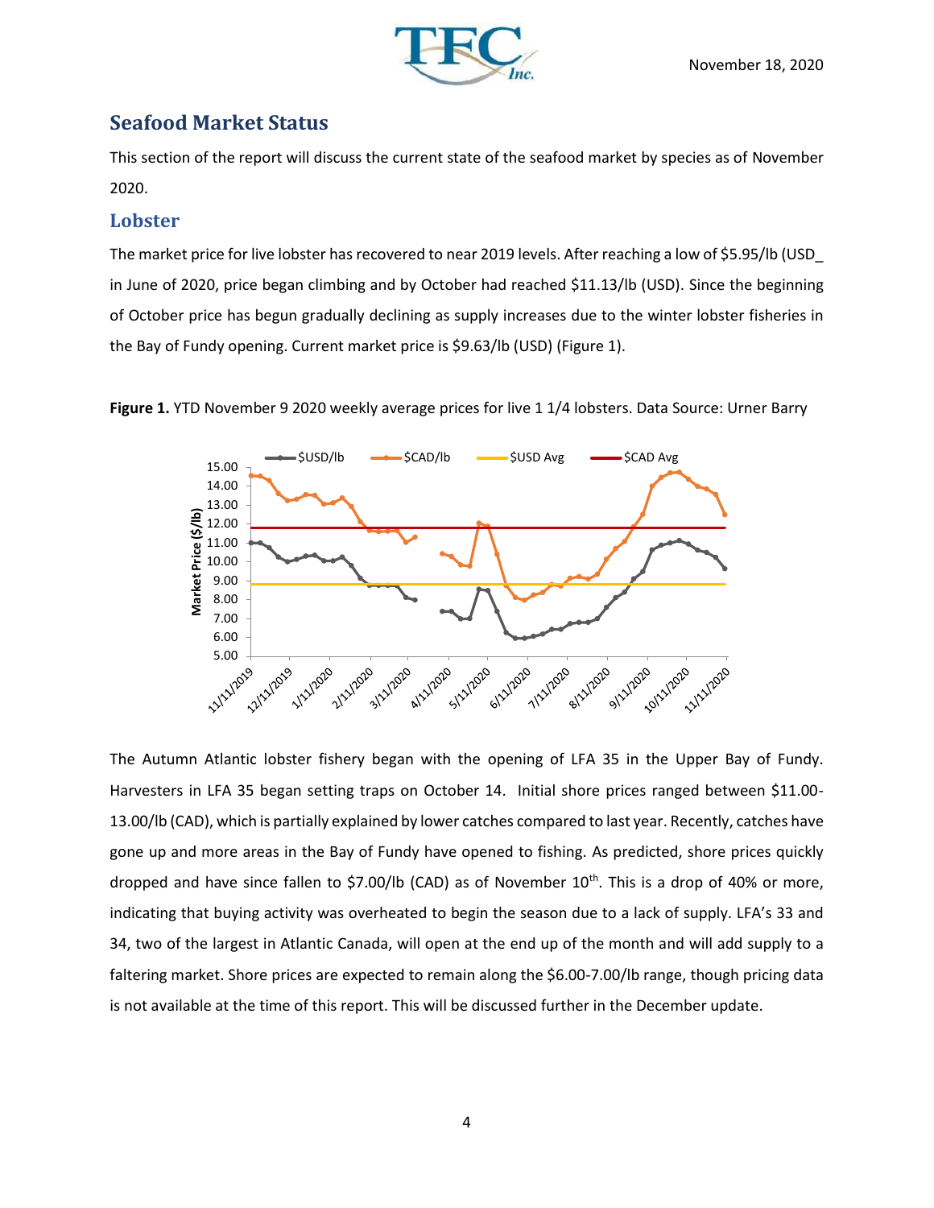## Seafood Market Status

This section of the report will discuss the current state of the seafood market by species as of November 2020.

### Lobster

The market price for live lobster has recovered to near 2019 levels. After reaching a low of $5.95/lb (USD_ in June of 2020, price began climbing and by October had reached $11.13/lb (USD). Since the beginning of October price has begun gradually declining as supply increases due to the winter lobster fisheries in the Bay of Fundy opening. Current market price is $9.63/lb (USD) (Figure 1).

**Figure 1.** YTD November 9 2020 weekly average prices for live 1 1/4 lobsters. Data Source: Urner Barry

The Autumn Atlantic lobster fishery began with the opening of LFA 35 in the Upper Bay of Fundy. Harvesters in LFA 35 began setting traps on October 14. Initial shore prices ranged between $11.00-13.00/lb (CAD), which is partially explained by lower catches compared to last year. Recently, catches have gone up and more areas in the Bay of Fundy have opened to fishing. As predicted, shore prices quickly dropped and have since fallen to $7.00/lb (CAD) as of November 10th. This is a drop of 40% or more, indicating that buying activity was overheated to begin the season due to a lack of supply. LFA's 33 and 34, two of the largest in Atlantic Canada, will open at the end up of the month and will add supply to a faltering market. Shore prices are expected to remain along the $6.00-7.00/lb range, though pricing data is not available at the time of this report. This will be discussed further in the December update.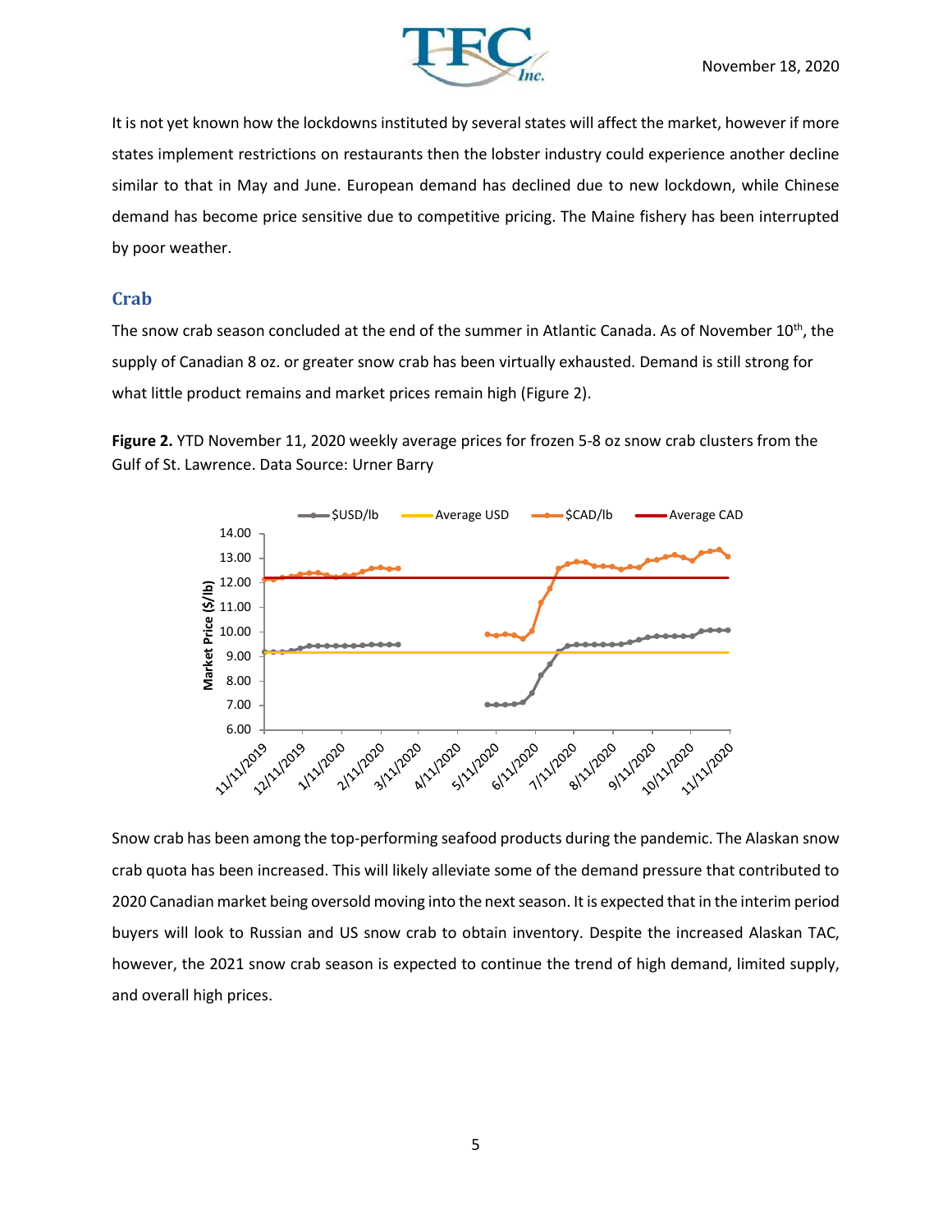It is not yet known how the lockdowns instituted by several states will affect the market, however if more states implement restrictions on restaurants then the lobster industry could experience another decline similar to that in May and June. European demand has declined due to new lockdown, while Chinese demand has become price sensitive due to competitive pricing. The Maine fishery has been interrupted by poor weather.

## Crab

The snow crab season concluded at the end of the summer in Atlantic Canada. As of November 10th, the supply of Canadian 8 oz. or greater snow crab has been virtually exhausted. Demand is still strong for what little product remains and market prices remain high (Figure 2).

**Figure 2.** YTD November 11, 2020 weekly average prices for frozen 5-8 oz snow crab clusters from the Gulf of St. Lawrence. Data Source: Urner Barry

Snow crab has been among the top-performing seafood products during the pandemic. The Alaskan snow crab quota has been increased. This will likely alleviate some of the demand pressure that contributed to 2020 Canadian market being oversold moving into the next season. It is expected that in the interim period buyers will look to Russian and US snow crab to obtain inventory. Despite the increased Alaskan TAC, however, the 2021 snow crab season is expected to continue the trend of high demand, limited supply, and overall high prices.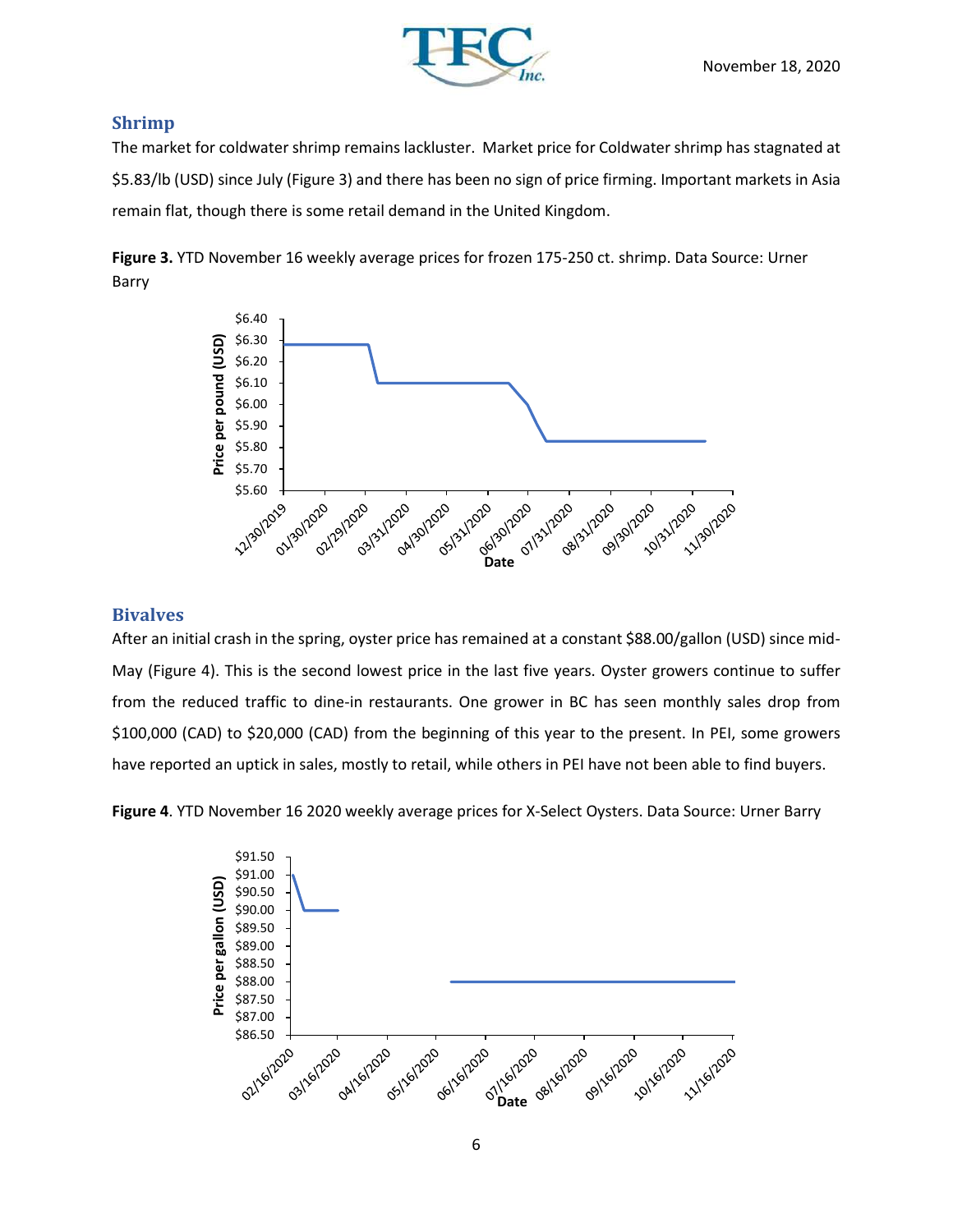## Shrimp

The market for coldwater shrimp remains lackluster. Market price for Coldwater shrimp has stagnated at \$5.83/lb (USD) since July (Figure 3) and there has been no sign of price firming. Important markets in Asia remain flat, though there is some retail demand in the United Kingdom.

**Figure 3.** YTD November 16 weekly average prices for frozen 175-250 ct. shrimp. Data Source: Urner Barry

## Bivalves

After an initial crash in the spring, oyster price has remained at a constant \$88.00/gallon (USD) since mid-May (Figure 4). This is the second lowest price in the last five years. Oyster growers continue to suffer from the reduced traffic to dine-in restaurants. One grower in BC has seen monthly sales drop from \$100,000 (CAD) to \$20,000 (CAD) from the beginning of this year to the present. In PEI, some growers have reported an uptick in sales, mostly to retail, while others in PEI have not been able to find buyers.

**Figure 4**. YTD November 16 2020 weekly average prices for X-Select Oysters. Data Source: Urner Barry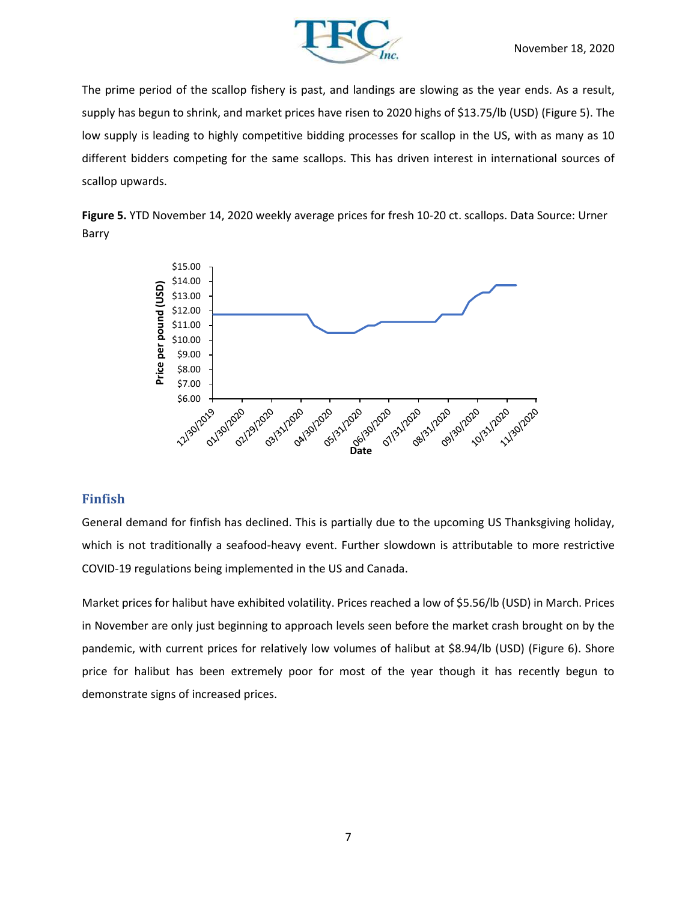The prime period of the scallop fishery is past, and landings are slowing as the year ends. As a result, supply has begun to shrink, and market prices have risen to 2020 highs of $13.75/lb (USD) (Figure 5). The low supply is leading to highly competitive bidding processes for scallop in the US, with as many as 10 different bidders competing for the same scallops. This has driven interest in international sources of scallop upwards.

**Figure 5.** YTD November 14, 2020 weekly average prices for fresh 10-20 ct. scallops. Data Source: Urner Barry

## Finfish

General demand for finfish has declined. This is partially due to the upcoming US Thanksgiving holiday, which is not traditionally a seafood-heavy event. Further slowdown is attributable to more restrictive COVID-19 regulations being implemented in the US and Canada.

Market prices for halibut have exhibited volatility. Prices reached a low of $5.56/lb (USD) in March. Prices in November are only just beginning to approach levels seen before the market crash brought on by the pandemic, with current prices for relatively low volumes of halibut at $8.94/lb (USD) (Figure 6). Shore price for halibut has been extremely poor for most of the year though it has recently begun to demonstrate signs of increased prices.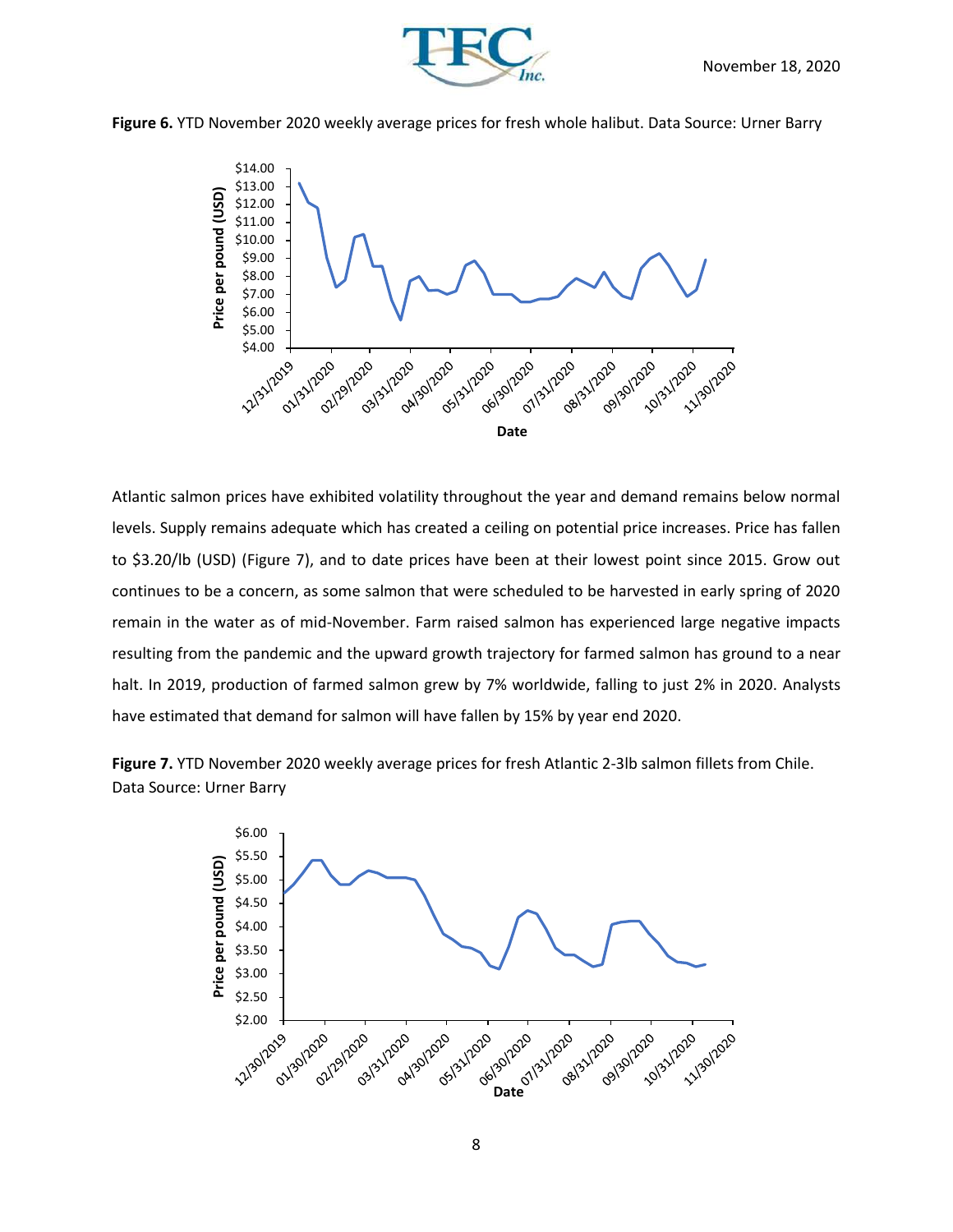**Figure 6.** YTD November 2020 weekly average prices for fresh whole halibut. Data Source: Urner Barry

Atlantic salmon prices have exhibited volatility throughout the year and demand remains below normal levels. Supply remains adequate which has created a ceiling on potential price increases. Price has fallen to $3.20/lb (USD) (Figure 7), and to date prices have been at their lowest point since 2015. Grow out continues to be a concern, as some salmon that were scheduled to be harvested in early spring of 2020 remain in the water as of mid-November. Farm raised salmon has experienced large negative impacts resulting from the pandemic and the upward growth trajectory for farmed salmon has ground to a near halt. In 2019, production of farmed salmon grew by 7% worldwide, falling to just 2% in 2020. Analysts have estimated that demand for salmon will have fallen by 15% by year end 2020.

**Figure 7.** YTD November 2020 weekly average prices for fresh Atlantic 2-3lb salmon fillets from Chile. Data Source: Urner Barry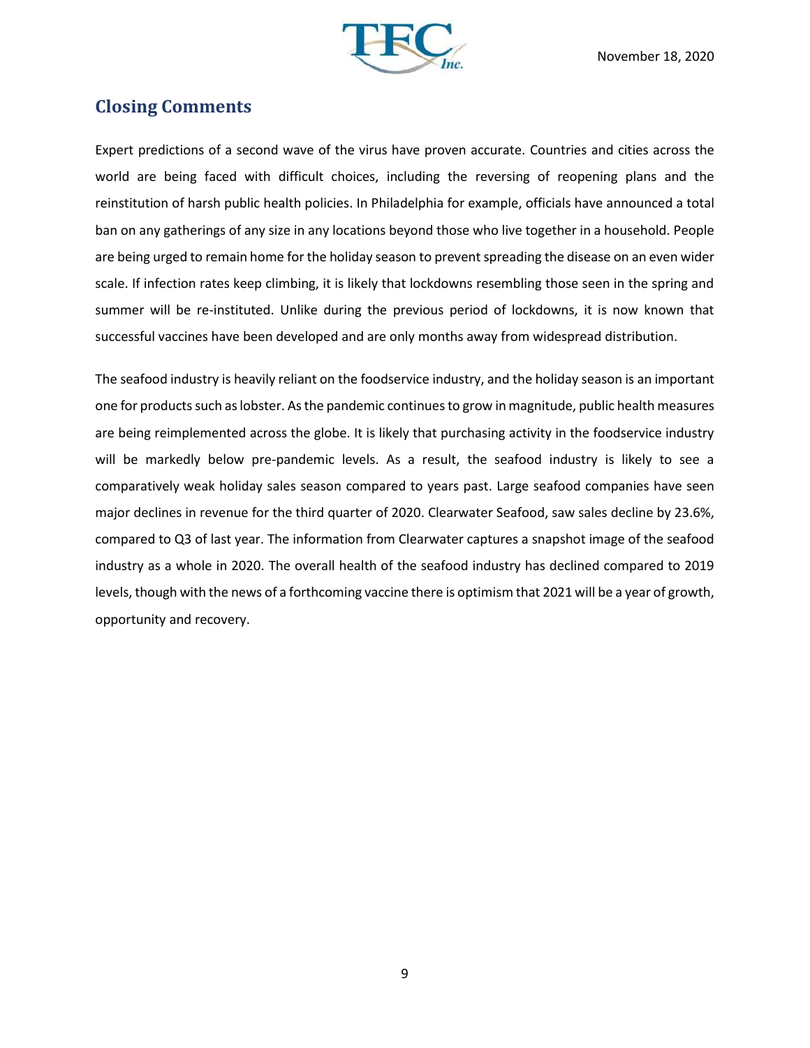## Closing Comments

Expert predictions of a second wave of the virus have proven accurate. Countries and cities across the world are being faced with difficult choices, including the reversing of reopening plans and the reinstitution of harsh public health policies. In Philadelphia for example, officials have announced a total ban on any gatherings of any size in any locations beyond those who live together in a household. People are being urged to remain home for the holiday season to prevent spreading the disease on an even wider scale. If infection rates keep climbing, it is likely that lockdowns resembling those seen in the spring and summer will be re-instituted. Unlike during the previous period of lockdowns, it is now known that successful vaccines have been developed and are only months away from widespread distribution.

The seafood industry is heavily reliant on the foodservice industry, and the holiday season is an important one for products such as lobster. As the pandemic continues to grow in magnitude, public health measures are being reimplemented across the globe. It is likely that purchasing activity in the foodservice industry will be markedly below pre-pandemic levels. As a result, the seafood industry is likely to see a comparatively weak holiday sales season compared to years past. Large seafood companies have seen major declines in revenue for the third quarter of 2020. Clearwater Seafood, saw sales decline by 23.6%, compared to Q3 of last year. The information from Clearwater captures a snapshot image of the seafood industry as a whole in 2020. The overall health of the seafood industry has declined compared to 2019 levels, though with the news of a forthcoming vaccine there is optimism that 2021 will be a year of growth, opportunity and recovery.